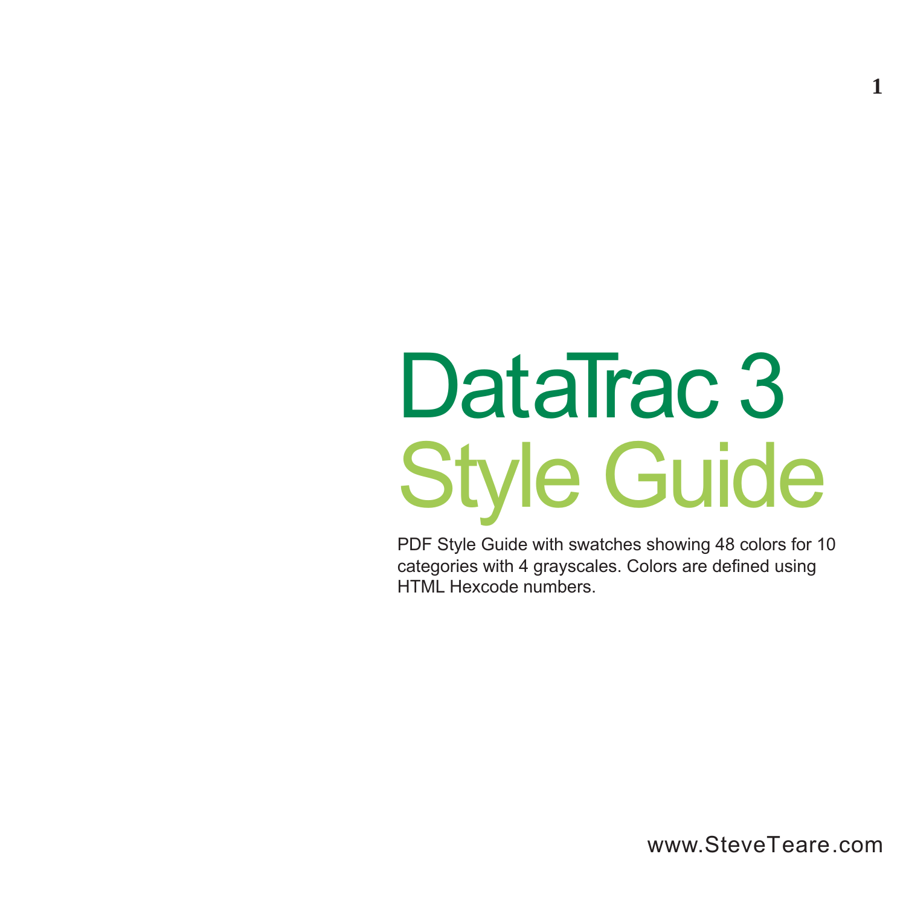# DataTrac 3
# Style Guide

PDF Style Guide with swatches showing 48 colors for 10 categories with 4 grayscales. Colors are defined using HTML Hexcode numbers.

www.SteveTeare.com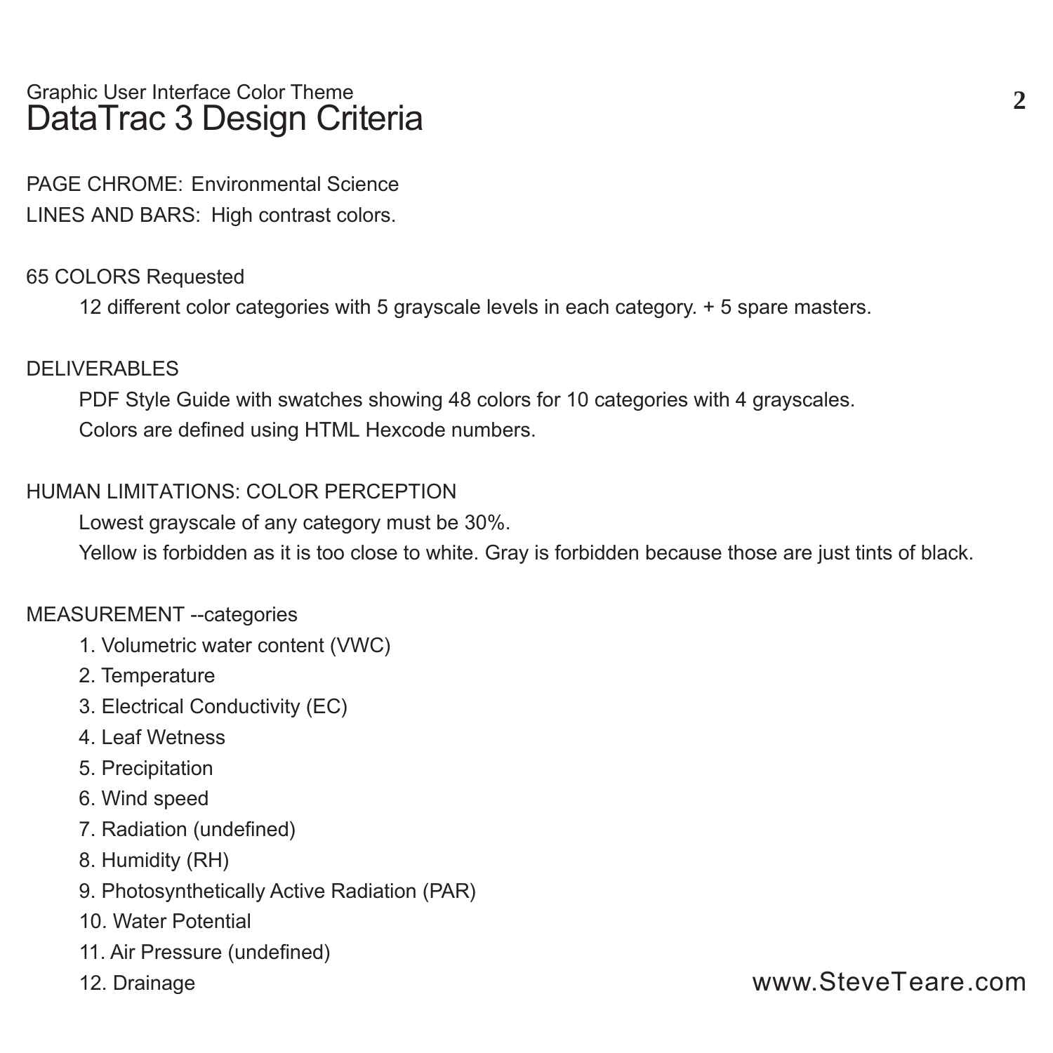Graphic User Interface Color Theme

# DataTrac 3 Design Criteria

PAGE CHROME: Environmental Science

LINES AND BARS: High contrast colors.

65 COLORS Requested

12 different color categories with 5 grayscale levels in each category. + 5 spare masters.

DELIVERABLES

PDF Style Guide with swatches showing 48 colors for 10 categories with 4 grayscales.

Colors are defined using HTML Hexcode numbers.

HUMAN LIMITATIONS: COLOR PERCEPTION

Lowest grayscale of any category must be 30%.

Yellow is forbidden as it is too close to white. Gray is forbidden because those are just tints of black.

MEASUREMENT --categories

1. Volumetric water content (VWC)
2. Temperature
3. Electrical Conductivity (EC)
4. Leaf Wetness
5. Precipitation
6. Wind speed
7. Radiation (undefined)
8. Humidity (RH)
9. Photosynthetically Active Radiation (PAR)
10. Water Potential
11. Air Pressure (undefined)
12. Drainage

www.SteveTeare.com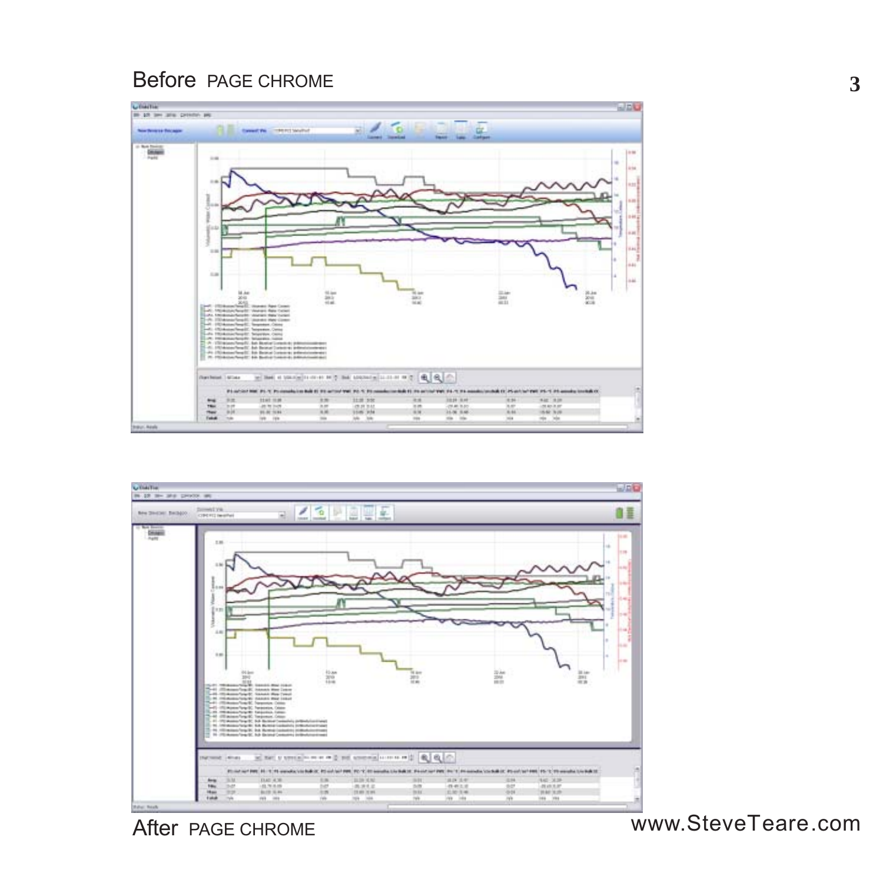Before PAGE CHROME

After PAGE CHROME

www.SteveTeare.com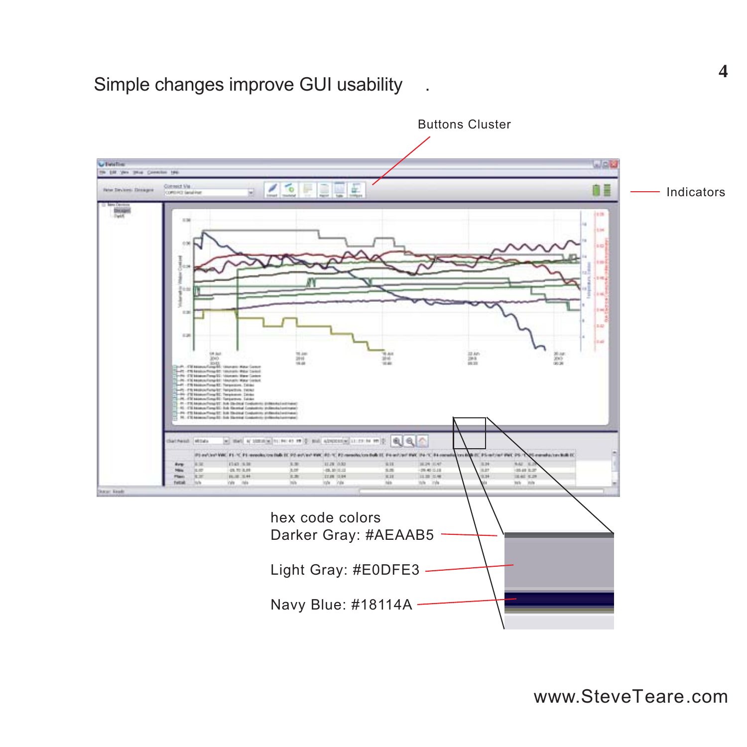# Simple changes improve GUI usability .

Buttons Cluster

Indicators

hex code colors
Darker Gray: #AEAAB5

Light Gray: #E0DFE3

Navy Blue: #18114A

www.SteveTeare.com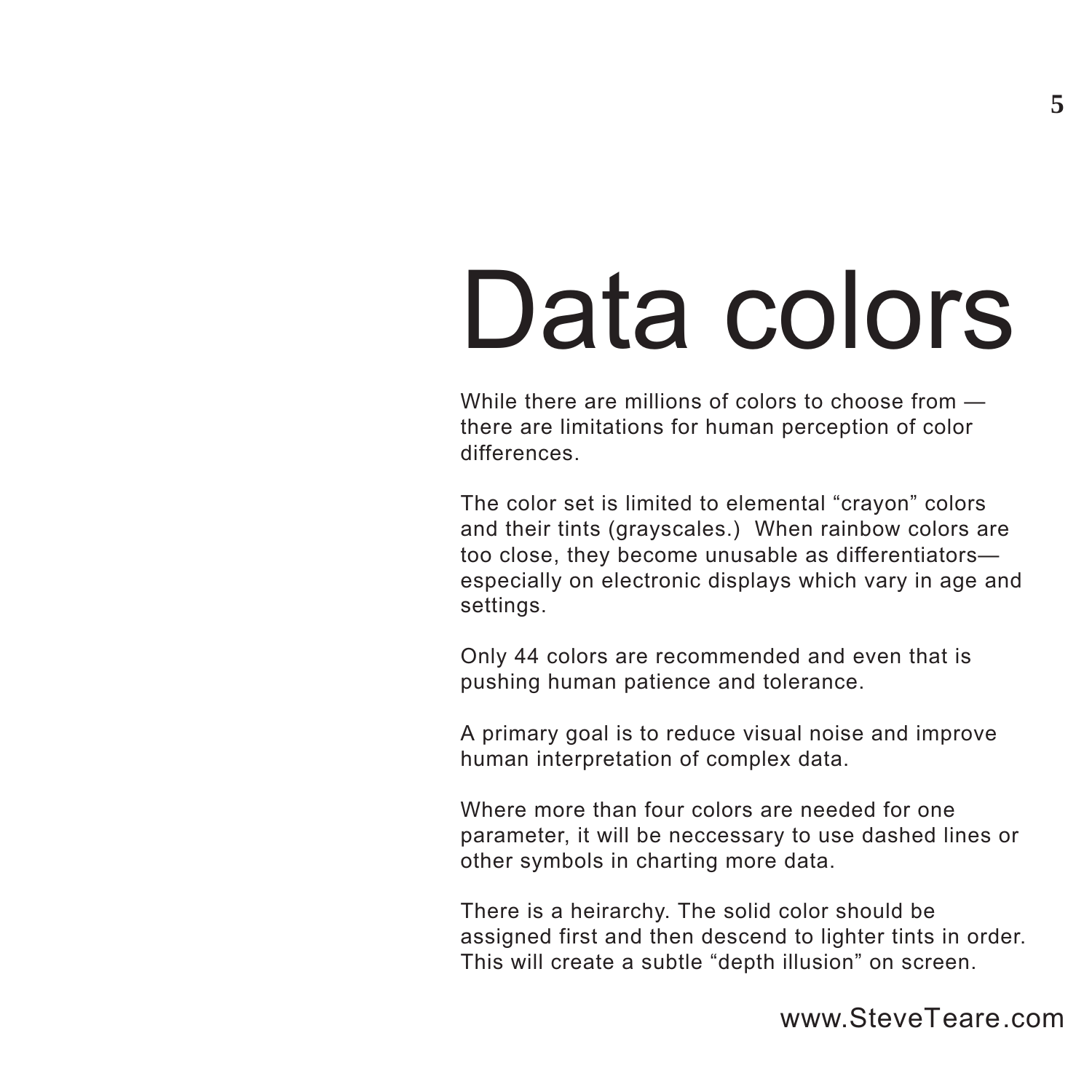# Data colors

While there are millions of colors to choose from — there are limitations for human perception of color differences.

The color set is limited to elemental “crayon” colors and their tints (grayscales.) When rainbow colors are too close, they become unusable as differentiators— especially on electronic displays which vary in age and settings.

Only 44 colors are recommended and even that is pushing human patience and tolerance.

A primary goal is to reduce visual noise and improve human interpretation of complex data.

Where more than four colors are needed for one parameter, it will be neccessary to use dashed lines or other symbols in charting more data.

There is a heirarchy. The solid color should be assigned first and then descend to lighter tints in order. This will create a subtle “depth illusion” on screen.

www.SteveTeare.com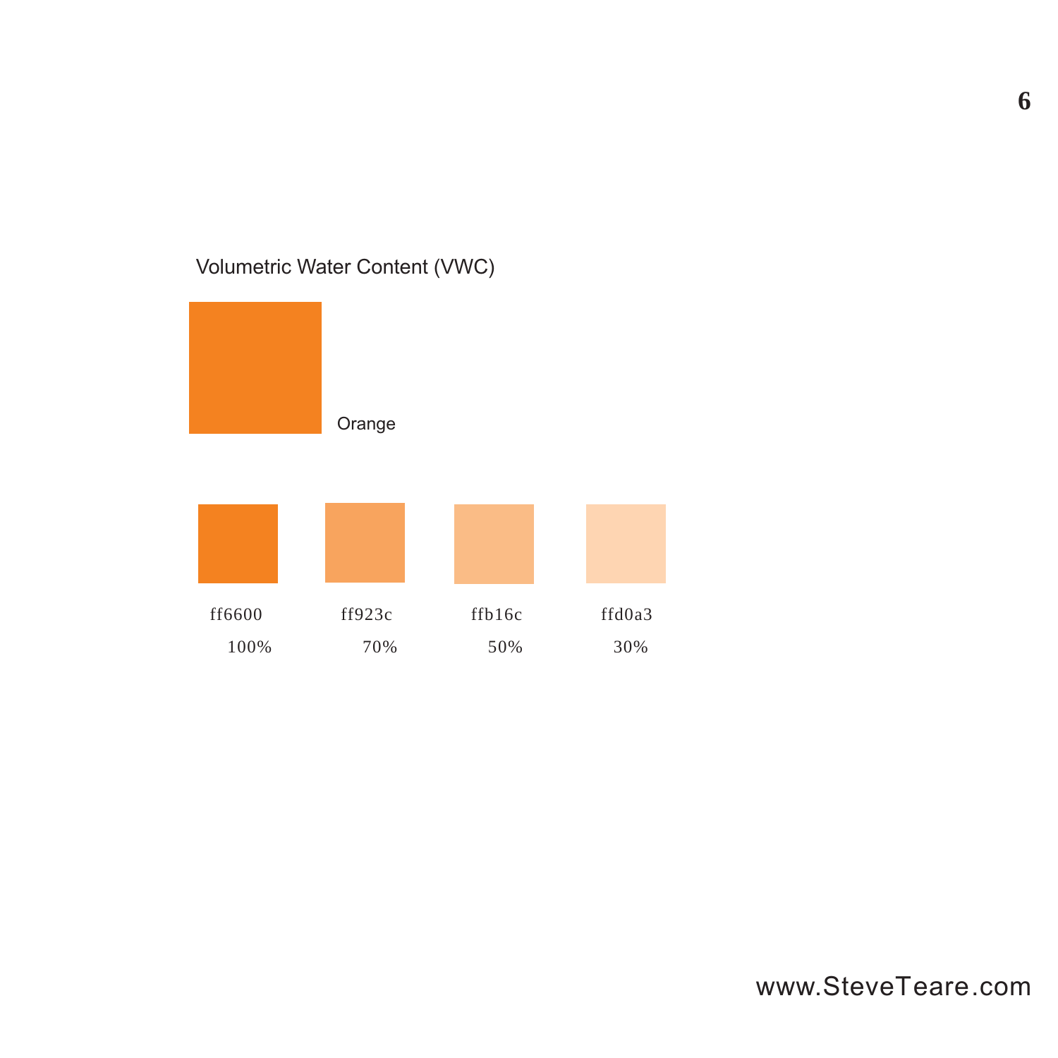Volumetric Water Content (VWC)

Orange

| ff6600 | ff923c | ffb16c | ffd0a3 |
|---|---|---|---|
| 100% | 70% | 50% | 30% |

www.SteveTeare.com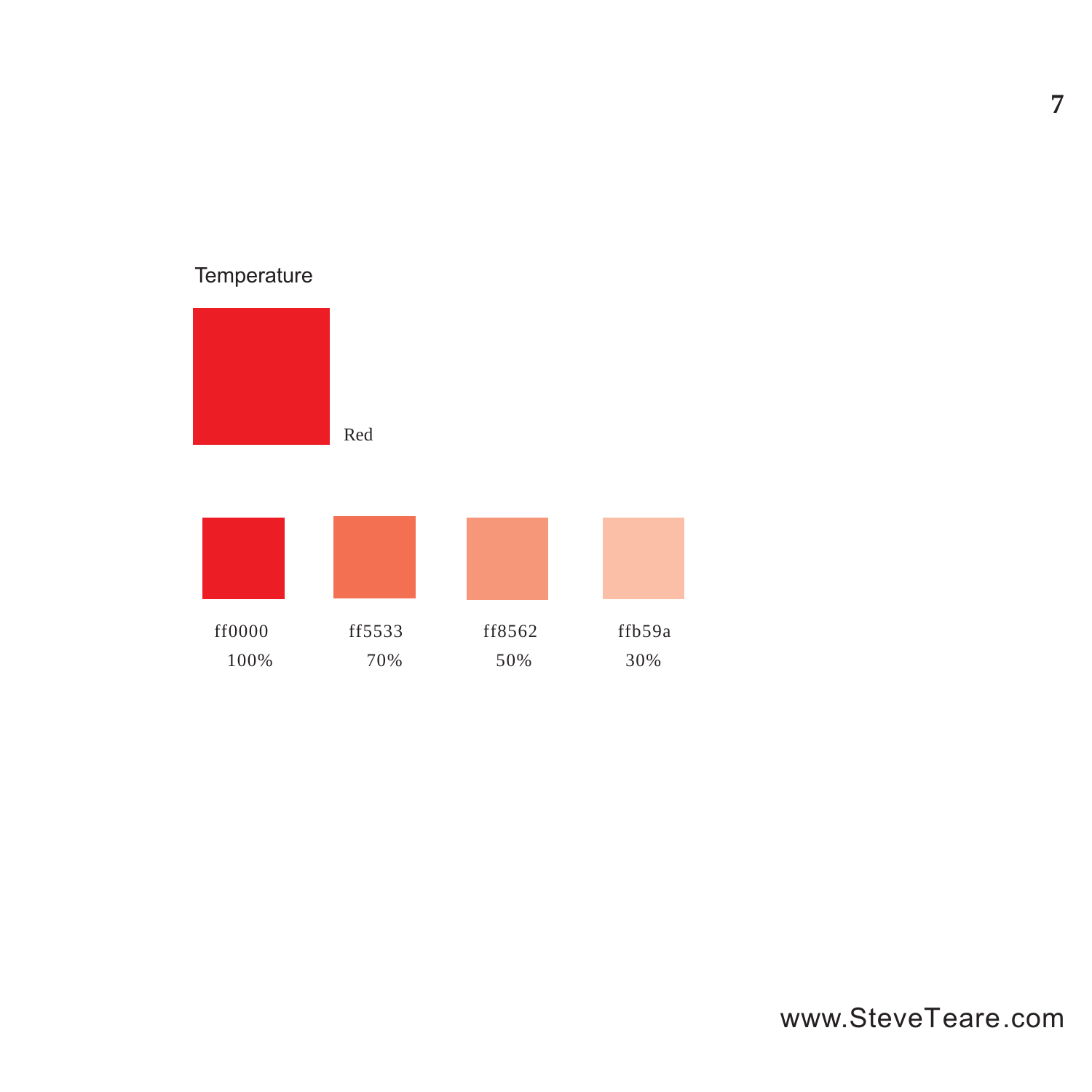Temperature

Red

| ff0000 | ff5533 | ff8562 | ffb59a |
|---|---|---|---|
| 100% | 70% | 50% | 30% |

www.SteveTeare.com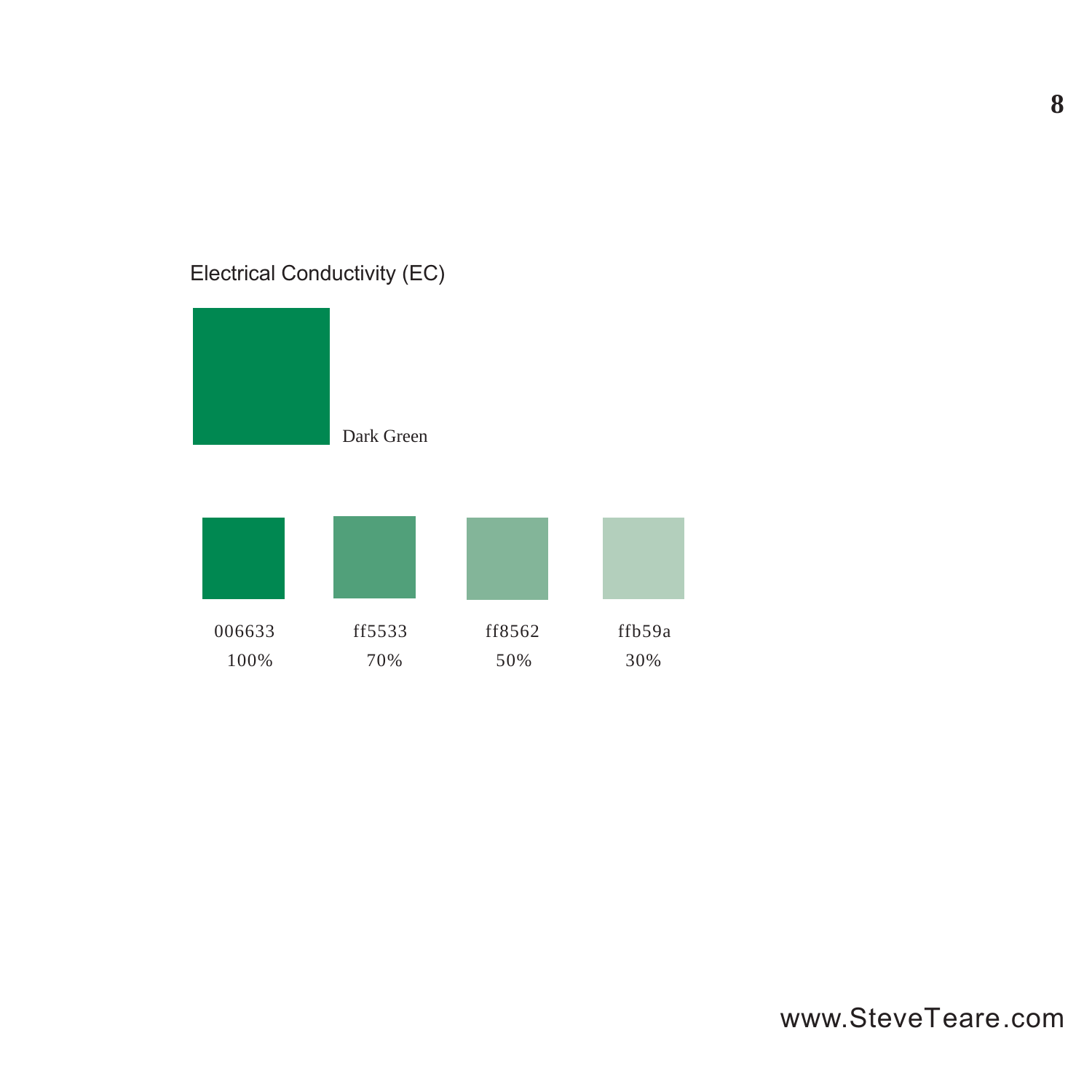## Electrical Conductivity (EC)

Dark Green

| 006633 | ff5533 | ff8562 | ffb59a |
| --- | --- | --- | --- |
| 100% | 70% | 50% | 30% |

www.SteveTeare.com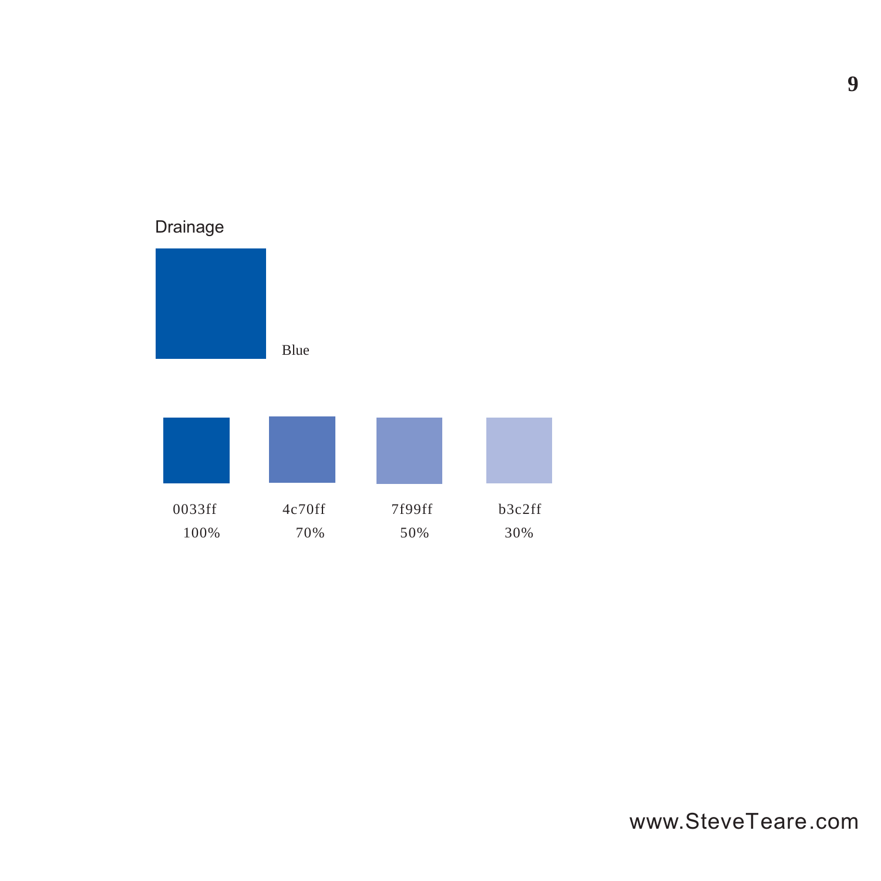## Drainage

Blue

| 0033ff | 4c70ff | 7f99ff | b3c2ff |
| --- | --- | --- | --- |
| 100% | 70% | 50% | 30% |

www.SteveTeare.com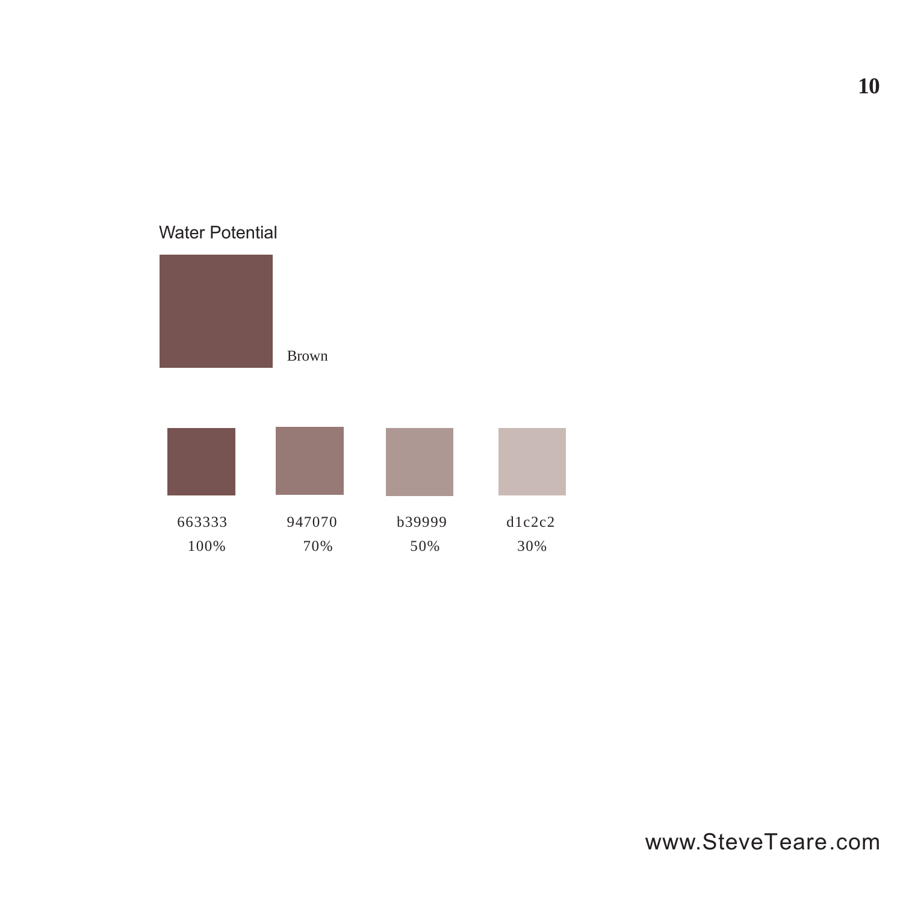Water Potential

Brown

| 663333 | 947070 | b39999 | d1c2c2 |
|---|---|---|---|
| 100% | 70% | 50% | 30% |

www.SteveTeare.com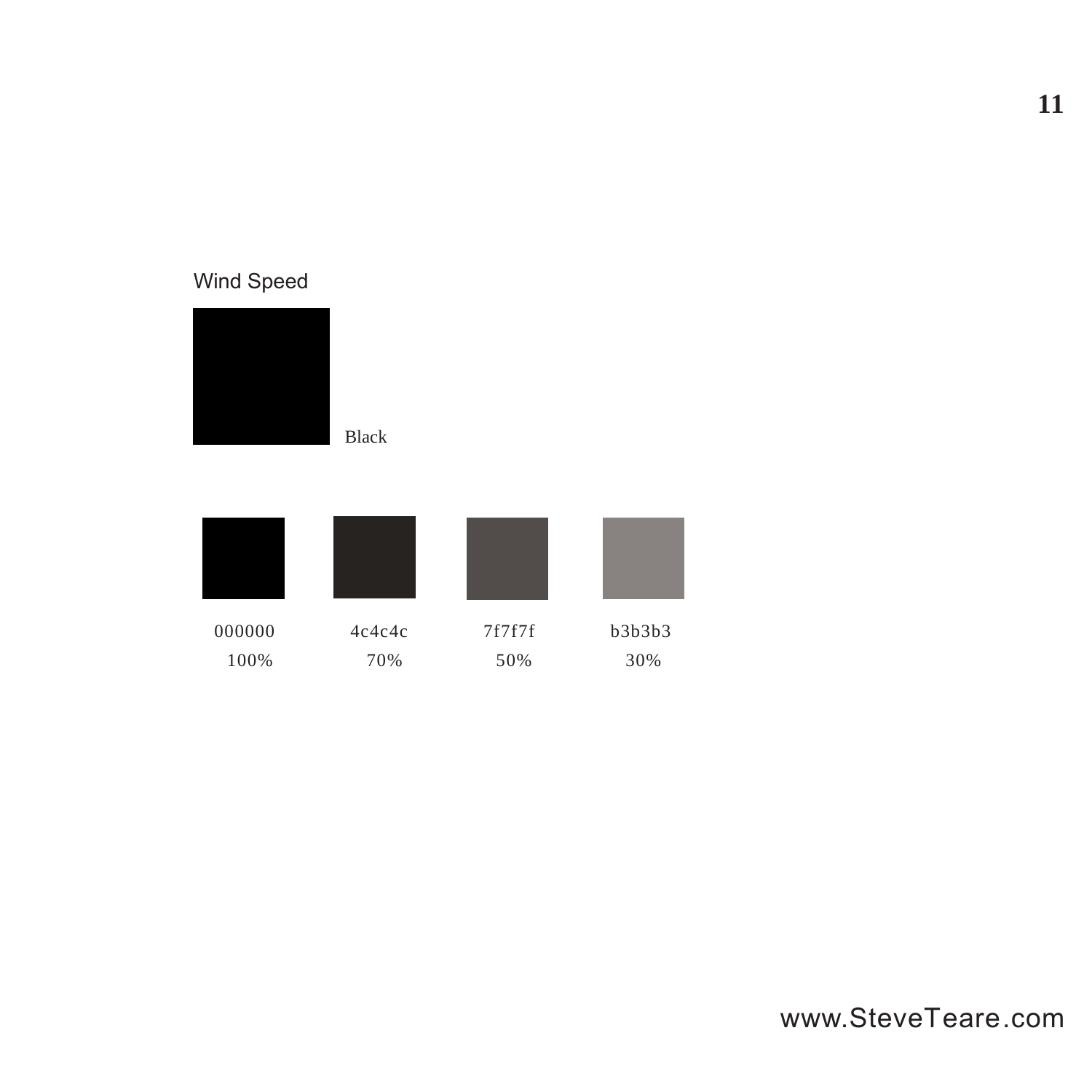## Wind Speed

Black

| 000000 | 4c4c4c | 7f7f7f | b3b3b3 |
|---|---|---|---|
| 100% | 70% | 50% | 30% |

www.SteveTeare.com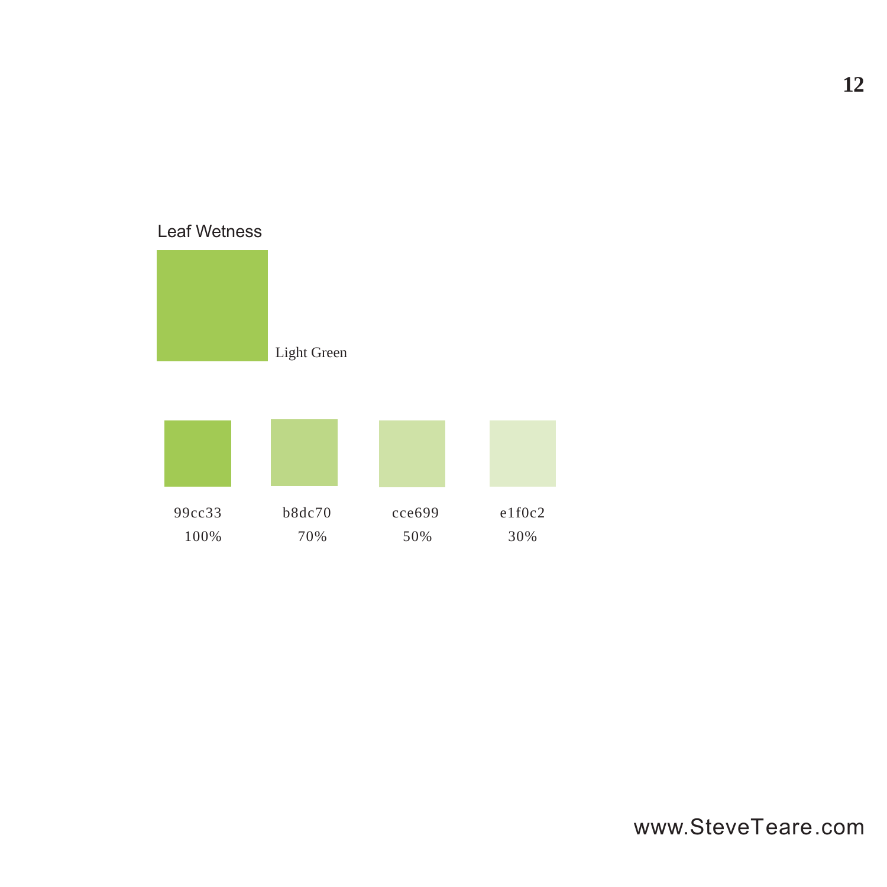## Leaf Wetness

Light Green

| 99cc33 | b8dc70 | cce699 | e1f0c2 |
| --- | --- | --- | --- |
| 100% | 70% | 50% | 30% |

www.SteveTeare.com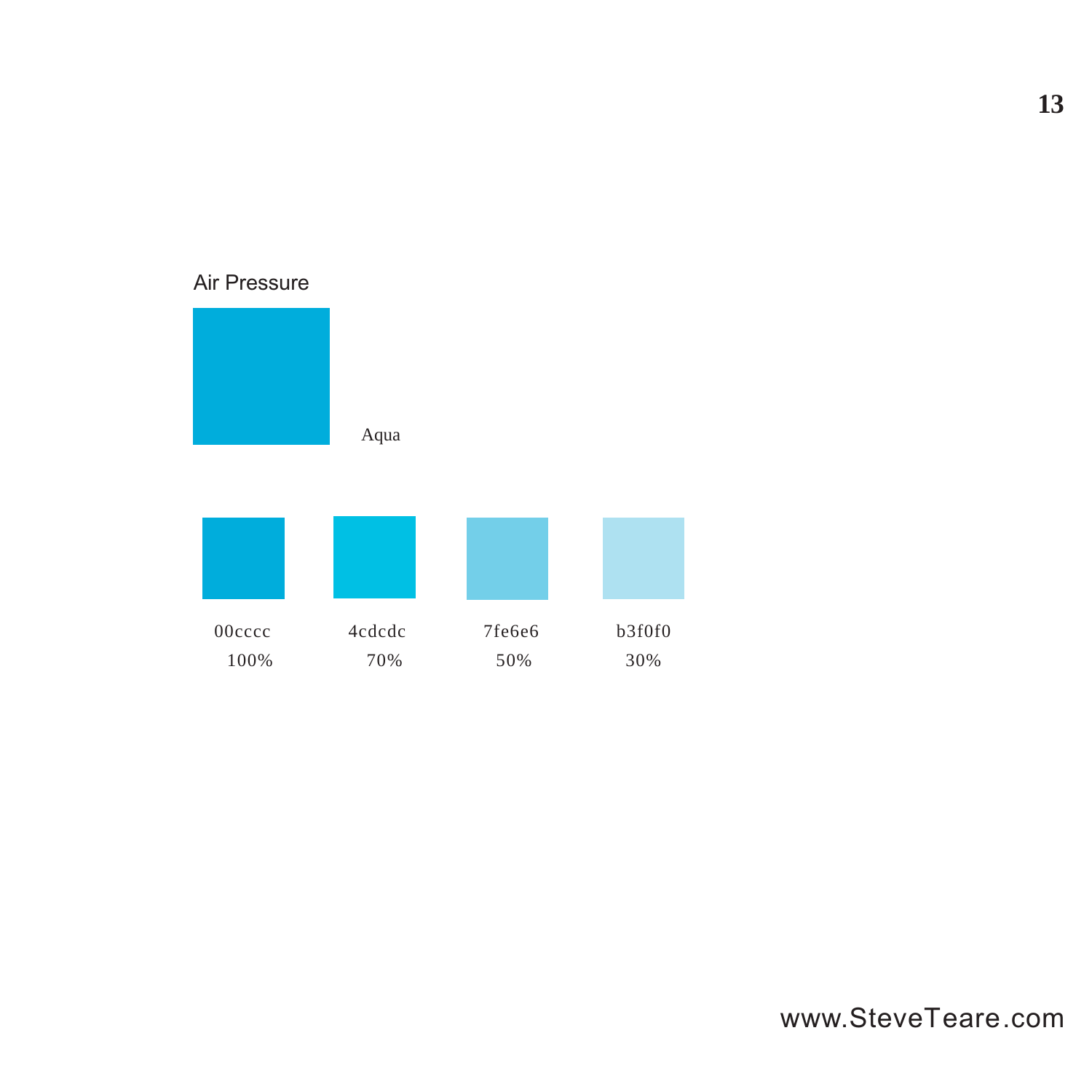## Air Pressure

Aqua

| 00cccc | 4cdcdc | 7fe6e6 | b3f0f0 |
|---|---|---|---|
| 100% | 70% | 50% | 30% |

www.SteveTeare.com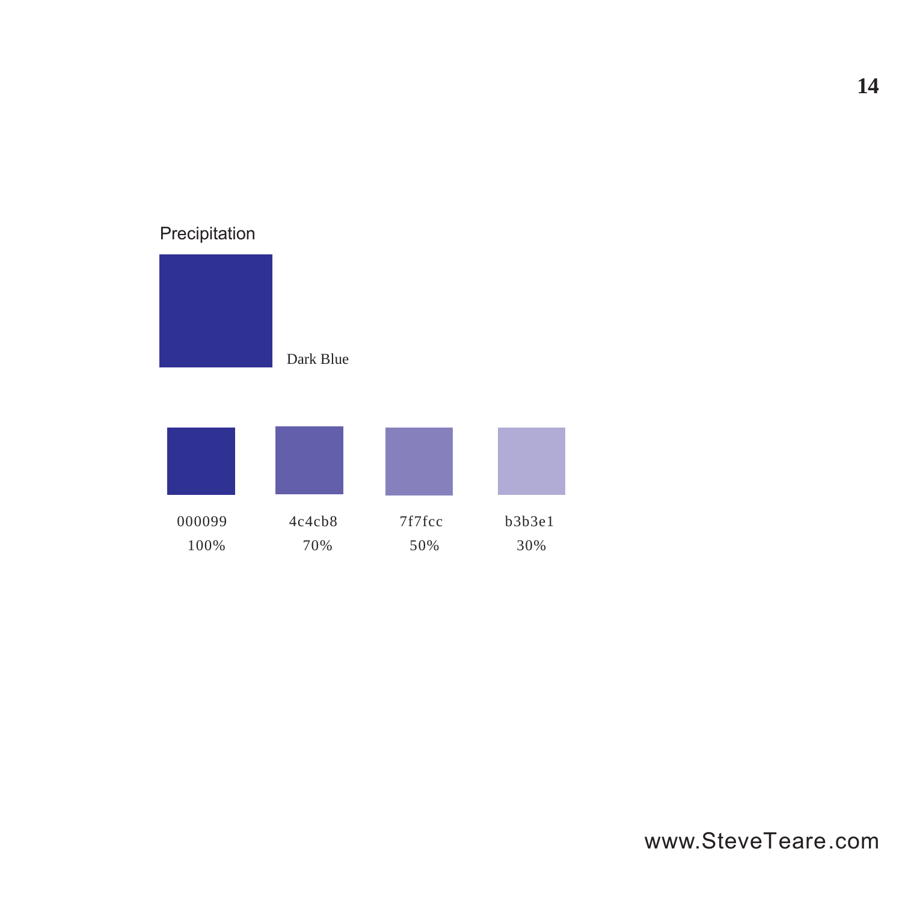## Precipitation

Dark Blue

| 000099 | 4c4cb8 | 7f7fcc | b3b3e1 |
|---|---|---|---|
| 100% | 70% | 50% | 30% |

www.SteveTeare.com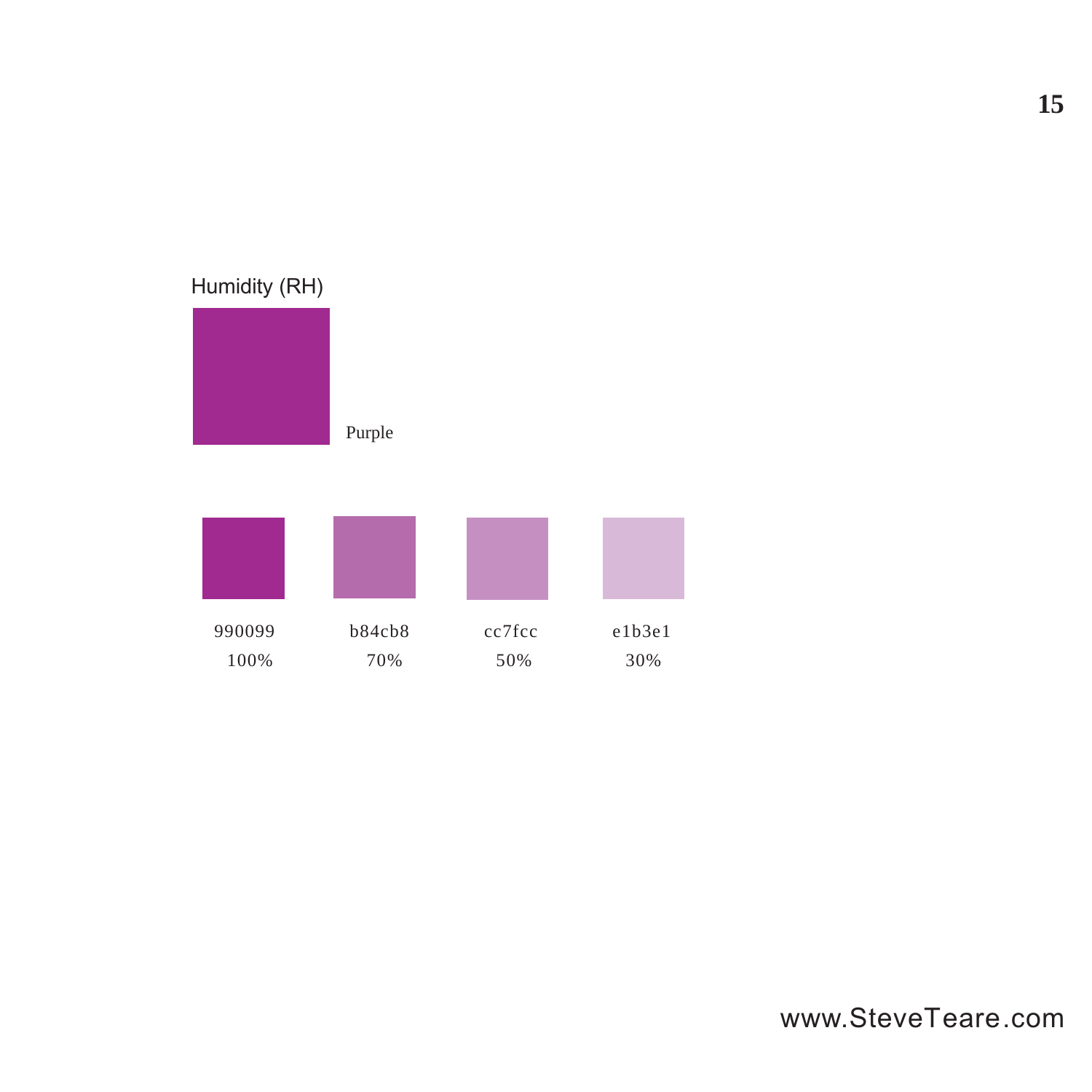## Humidity (RH)

Purple

| 990099 | b84cb8 | cc7fcc | e1b3e1 |
| --- | --- | --- | --- |
| 100% | 70% | 50% | 30% |

www.SteveTeare.com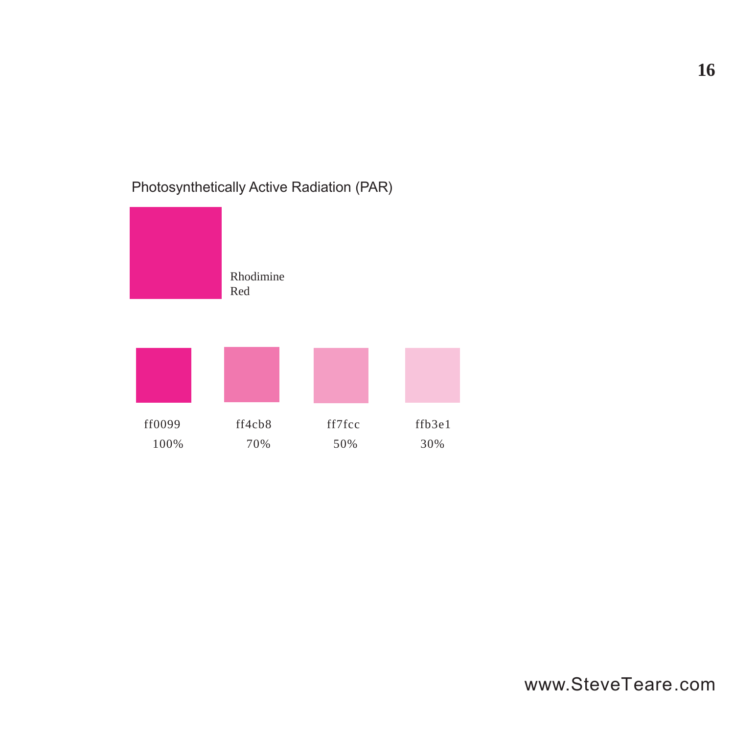## Photosynthetically Active Radiation (PAR)

Rhodimine
Red

| ff0099 | ff4cb8 | ff7fcc | ffb3e1 |
| --- | --- | --- | --- |
| 100% | 70% | 50% | 30% |

www.SteveTeare.com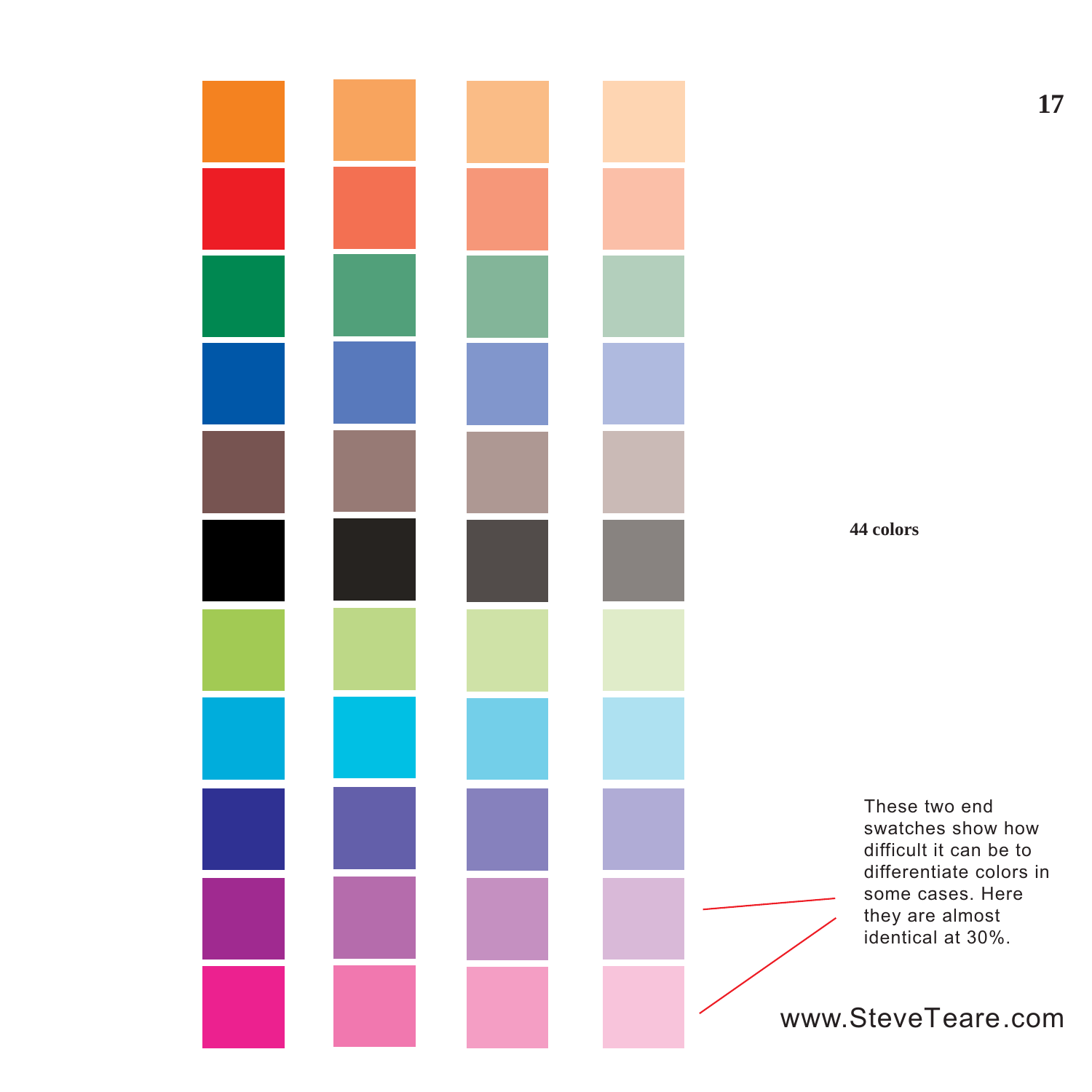44 colors

These two end swatches show how difficult it can be to differentiate colors in some cases. Here they are almost identical at 30%.

www.SteveTeare.com